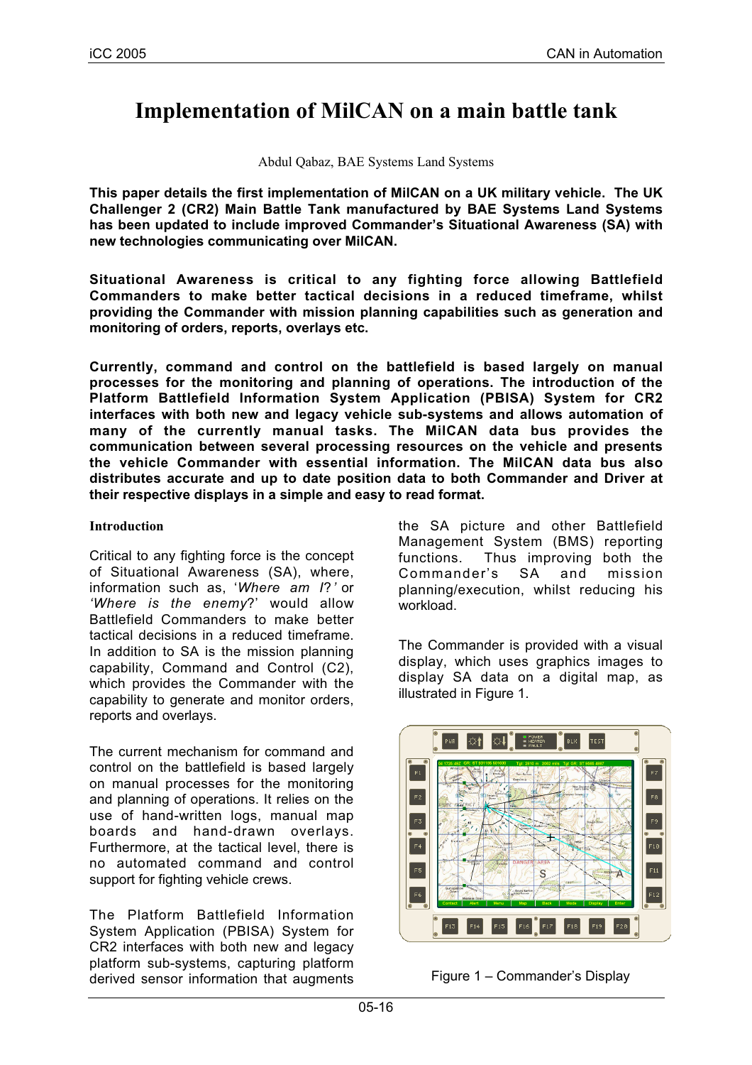# Implementation of MilCAN on a main battle tank

Abdul Qabaz, BAE Systems Land Systems

**This paper details the first implementation of MilCAN on a UK military vehicle. The UK Challenger 2 (CR2) Main Battle Tank manufactured by BAE Systems Land Systems has been updated to include improved Commander's Situational Awareness (SA) with new technologies communicating over MilCAN.**

**Situational Awareness is critical to any fighting force allowing Battlefield Commanders to make better tactical decisions in a reduced timeframe, whilst providing the Commander with mission planning capabilities such as generation and monitoring of orders, reports, overlays etc.**

**Currently, command and control on the battlefield is based largely on manual processes for the monitoring and planning of operations. The introduction of the Platform Battlefield Information System Application (PBISA) System for CR2 interfaces with both new and legacy vehicle sub-systems and allows automation of many of the currently manual tasks. The MilCAN data bus provides the communication between several processing resources on the vehicle and presents the vehicle Commander with essential information. The MilCAN data bus also distributes accurate and up to date position data to both Commander and Driver at their respective displays in a simple and easy to read format.**

## Introduction

Critical to any fighting force is the concept of Situational Awareness (SA), where, information such as, '*Where am I*?*'* or *'Where is the enemy*?' would allow Battlefield Commanders to make better tactical decisions in a reduced timeframe. In addition to SA is the mission planning capability, Command and Control (C2), which provides the Commander with the capability to generate and monitor orders, reports and overlays.

The current mechanism for command and control on the battlefield is based largely on manual processes for the monitoring and planning of operations. It relies on the use of hand-written logs, manual map boards and hand-drawn overlays. Furthermore, at the tactical level, there is no automated command and control support for fighting vehicle crews.

The Platform Battlefield Information System Application (PBISA) System for CR2 interfaces with both new and legacy platform sub-systems, capturing platform derived sensor information that augments the SA picture and other Battlefield Management System (BMS) reporting functions. Thus improving both the Commander's SA and mission planning/execution, whilst reducing his workload.

The Commander is provided with a visual display, which uses graphics images to display SA data on a digital map, as illustrated in Figure 1.

Figure 1 – Commander's Display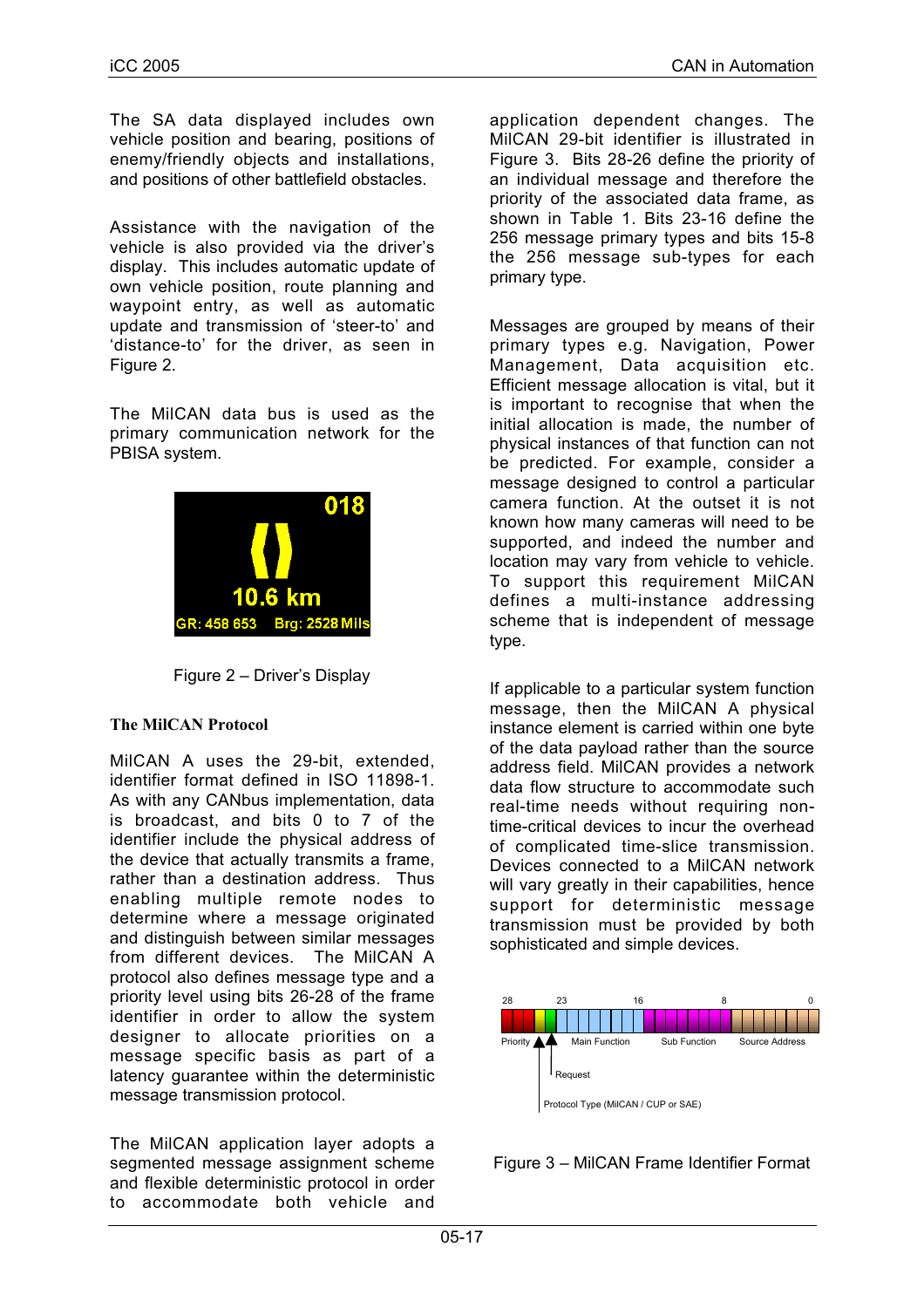The SA data displayed includes own vehicle position and bearing, positions of enemy/friendly objects and installations, and positions of other battlefield obstacles.

Assistance with the navigation of the vehicle is also provided via the driver's display. This includes automatic update of own vehicle position, route planning and waypoint entry, as well as automatic update and transmission of 'steer-to' and 'distance-to' for the driver, as seen in Figure 2.

The MilCAN data bus is used as the primary communication network for the PBISA system.

Figure 2 – Driver's Display

### The MilCAN Protocol

MilCAN A uses the 29-bit, extended, identifier format defined in ISO 11898-1. As with any CANbus implementation, data is broadcast, and bits 0 to 7 of the identifier include the physical address of the device that actually transmits a frame, rather than a destination address. Thus enabling multiple remote nodes to determine where a message originated and distinguish between similar messages from different devices. The MilCAN A protocol also defines message type and a priority level using bits 26-28 of the frame identifier in order to allow the system designer to allocate priorities on a message specific basis as part of a latency guarantee within the deterministic message transmission protocol.

The MilCAN application layer adopts a segmented message assignment scheme and flexible deterministic protocol in order to accommodate both vehicle and application dependent changes. The MilCAN 29-bit identifier is illustrated in Figure 3. Bits 28-26 define the priority of an individual message and therefore the priority of the associated data frame, as shown in Table 1. Bits 23-16 define the 256 message primary types and bits 15-8 the 256 message sub-types for each primary type.

Messages are grouped by means of their primary types e.g. Navigation, Power Management, Data acquisition etc. Efficient message allocation is vital, but it is important to recognise that when the initial allocation is made, the number of physical instances of that function can not be predicted. For example, consider a message designed to control a particular camera function. At the outset it is not known how many cameras will need to be supported, and indeed the number and location may vary from vehicle to vehicle. To support this requirement MilCAN defines a multi-instance addressing scheme that is independent of message type.

If applicable to a particular system function message, then the MilCAN A physical instance element is carried within one byte of the data payload rather than the source address field. MilCAN provides a network data flow structure to accommodate such real-time needs without requiring non-time-critical devices to incur the overhead of complicated time-slice transmission. Devices connected to a MilCAN network will vary greatly in their capabilities, hence support for deterministic message transmission must be provided by both sophisticated and simple devices.

Figure 3 – MilCAN Frame Identifier Format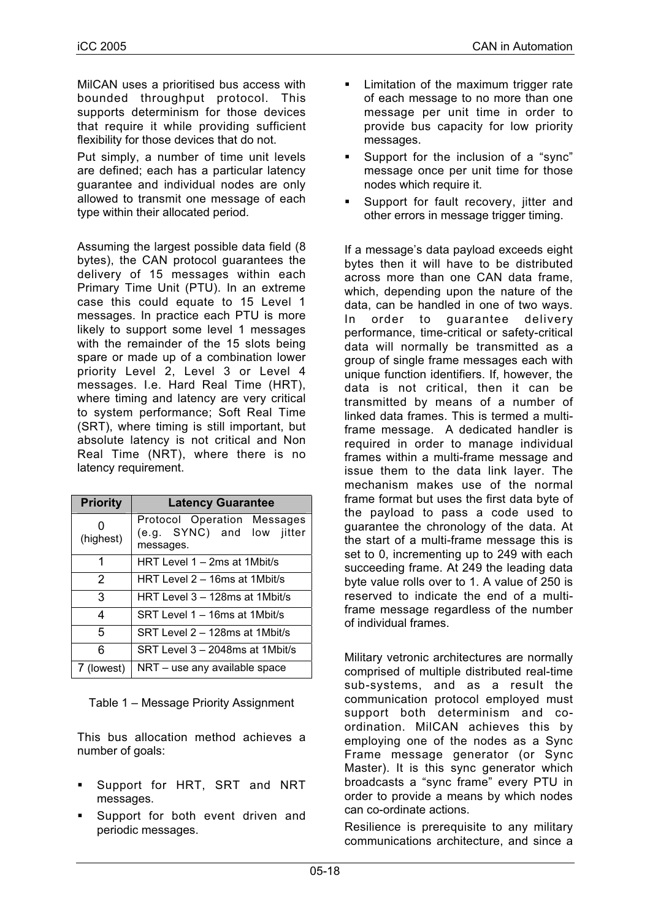MilCAN uses a prioritised bus access with bounded throughput protocol. This supports determinism for those devices that require it while providing sufficient flexibility for those devices that do not.

Put simply, a number of time unit levels are defined; each has a particular latency guarantee and individual nodes are only allowed to transmit one message of each type within their allocated period.

Assuming the largest possible data field (8 bytes), the CAN protocol guarantees the delivery of 15 messages within each Primary Time Unit (PTU). In an extreme case this could equate to 15 Level 1 messages. In practice each PTU is more likely to support some level 1 messages with the remainder of the 15 slots being spare or made up of a combination lower priority Level 2, Level 3 or Level 4 messages. I.e. Hard Real Time (HRT), where timing and latency are very critical to system performance; Soft Real Time (SRT), where timing is still important, but absolute latency is not critical and Non Real Time (NRT), where there is no latency requirement.

| Priority | Latency Guarantee |
|---|---|
| 0 (highest) | Protocol Operation Messages (e.g. SYNC) and low jitter messages. |
| 1 | HRT Level 1 – 2ms at 1Mbit/s |
| 2 | HRT Level 2 – 16ms at 1Mbit/s |
| 3 | HRT Level 3 – 128ms at 1Mbit/s |
| 4 | SRT Level 1 – 16ms at 1Mbit/s |
| 5 | SRT Level 2 – 128ms at 1Mbit/s |
| 6 | SRT Level 3 – 2048ms at 1Mbit/s |
| 7 (lowest) | NRT – use any available space |

Table 1 – Message Priority Assignment

This bus allocation method achieves a number of goals:

- Support for HRT, SRT and NRT messages.
- Support for both event driven and periodic messages.
- Limitation of the maximum trigger rate of each message to no more than one message per unit time in order to provide bus capacity for low priority messages.
- Support for the inclusion of a "sync" message once per unit time for those nodes which require it.
- Support for fault recovery, jitter and other errors in message trigger timing.

If a message's data payload exceeds eight bytes then it will have to be distributed across more than one CAN data frame, which, depending upon the nature of the data, can be handled in one of two ways. In order to guarantee delivery performance, time-critical or safety-critical data will normally be transmitted as a group of single frame messages each with unique function identifiers. If, however, the data is not critical, then it can be transmitted by means of a number of linked data frames. This is termed a multi-frame message. A dedicated handler is required in order to manage individual frames within a multi-frame message and issue them to the data link layer. The mechanism makes use of the normal frame format but uses the first data byte of the payload to pass a code used to guarantee the chronology of the data. At the start of a multi-frame message this is set to 0, incrementing up to 249 with each succeeding frame. At 249 the leading data byte value rolls over to 1. A value of 250 is reserved to indicate the end of a multi-frame message regardless of the number of individual frames.

Military vetronic architectures are normally comprised of multiple distributed real-time sub-systems, and as a result the communication protocol employed must support both determinism and co-ordination. MilCAN achieves this by employing one of the nodes as a Sync Frame message generator (or Sync Master). It is this sync generator which broadcasts a "sync frame" every PTU in order to provide a means by which nodes can co-ordinate actions.

Resilience is prerequisite to any military communications architecture, and since a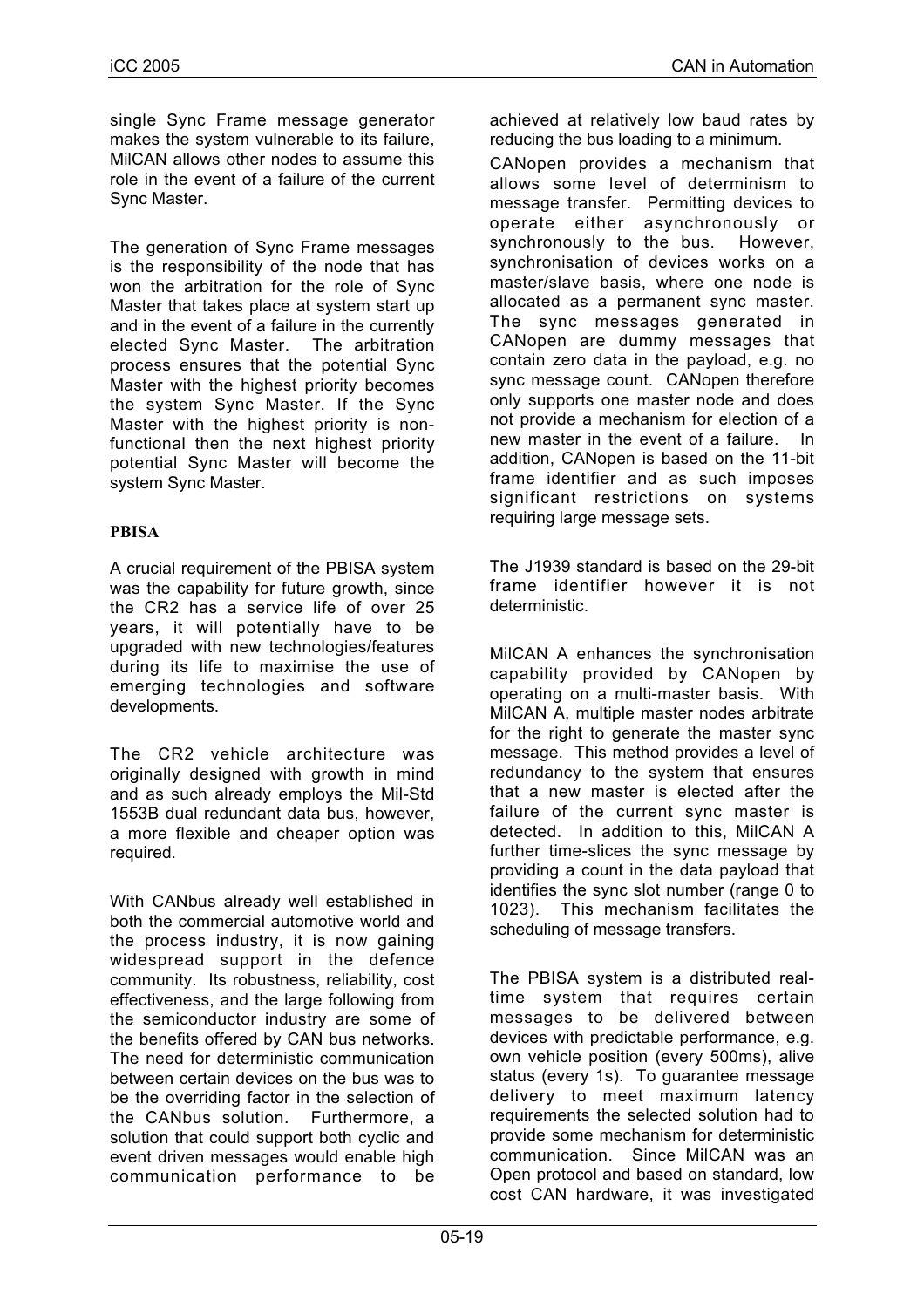single Sync Frame message generator makes the system vulnerable to its failure, MilCAN allows other nodes to assume this role in the event of a failure of the current Sync Master.

The generation of Sync Frame messages is the responsibility of the node that has won the arbitration for the role of Sync Master that takes place at system start up and in the event of a failure in the currently elected Sync Master. The arbitration process ensures that the potential Sync Master with the highest priority becomes the system Sync Master. If the Sync Master with the highest priority is non-functional then the next highest priority potential Sync Master will become the system Sync Master.

## PBISA

A crucial requirement of the PBISA system was the capability for future growth, since the CR2 has a service life of over 25 years, it will potentially have to be upgraded with new technologies/features during its life to maximise the use of emerging technologies and software developments.

The CR2 vehicle architecture was originally designed with growth in mind and as such already employs the Mil-Std 1553B dual redundant data bus, however, a more flexible and cheaper option was required.

With CANbus already well established in both the commercial automotive world and the process industry, it is now gaining widespread support in the defence community. Its robustness, reliability, cost effectiveness, and the large following from the semiconductor industry are some of the benefits offered by CAN bus networks. The need for deterministic communication between certain devices on the bus was to be the overriding factor in the selection of the CANbus solution. Furthermore, a solution that could support both cyclic and event driven messages would enable high communication performance to be achieved at relatively low baud rates by reducing the bus loading to a minimum.

CANopen provides a mechanism that allows some level of determinism to message transfer. Permitting devices to operate either asynchronously or synchronously to the bus. However, synchronisation of devices works on a master/slave basis, where one node is allocated as a permanent sync master. The sync messages generated in CANopen are dummy messages that contain zero data in the payload, e.g. no sync message count. CANopen therefore only supports one master node and does not provide a mechanism for election of a new master in the event of a failure. In addition, CANopen is based on the 11-bit frame identifier and as such imposes significant restrictions on systems requiring large message sets.

The J1939 standard is based on the 29-bit frame identifier however it is not deterministic.

MilCAN A enhances the synchronisation capability provided by CANopen by operating on a multi-master basis. With MilCAN A, multiple master nodes arbitrate for the right to generate the master sync message. This method provides a level of redundancy to the system that ensures that a new master is elected after the failure of the current sync master is detected. In addition to this, MilCAN A further time-slices the sync message by providing a count in the data payload that identifies the sync slot number (range 0 to 1023). This mechanism facilitates the scheduling of message transfers.

The PBISA system is a distributed real-time system that requires certain messages to be delivered between devices with predictable performance, e.g. own vehicle position (every 500ms), alive status (every 1s). To guarantee message delivery to meet maximum latency requirements the selected solution had to provide some mechanism for deterministic communication. Since MilCAN was an Open protocol and based on standard, low cost CAN hardware, it was investigated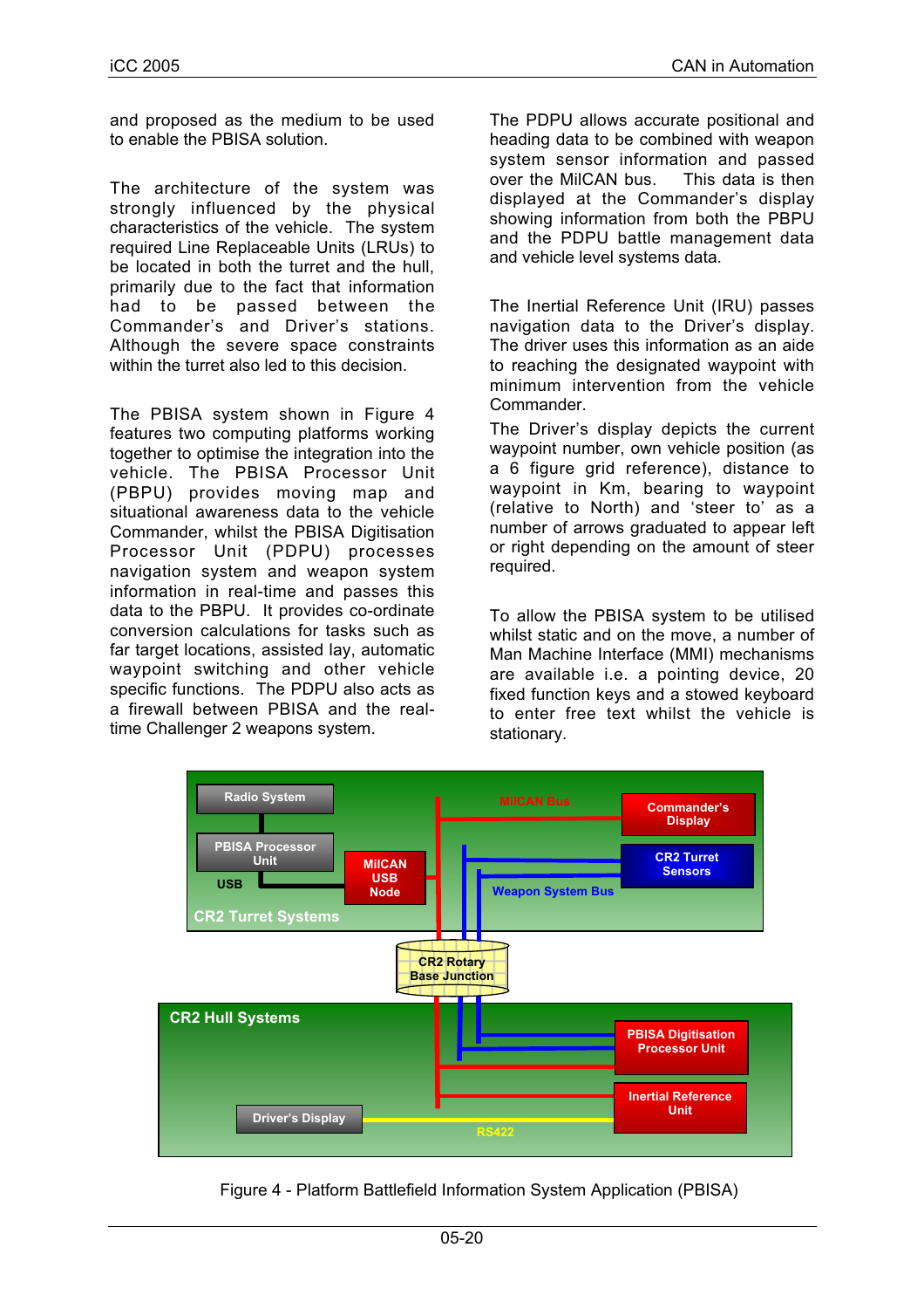and proposed as the medium to be used to enable the PBISA solution.

The architecture of the system was strongly influenced by the physical characteristics of the vehicle. The system required Line Replaceable Units (LRUs) to be located in both the turret and the hull, primarily due to the fact that information had to be passed between the Commander's and Driver's stations. Although the severe space constraints within the turret also led to this decision.

The PBISA system shown in Figure 4 features two computing platforms working together to optimise the integration into the vehicle. The PBISA Processor Unit (PBPU) provides moving map and situational awareness data to the vehicle Commander, whilst the PBISA Digitisation Processor Unit (PDPU) processes navigation system and weapon system information in real-time and passes this data to the PBPU. It provides co-ordinate conversion calculations for tasks such as far target locations, assisted lay, automatic waypoint switching and other vehicle specific functions. The PDPU also acts as a firewall between PBISA and the real-time Challenger 2 weapons system.

The PDPU allows accurate positional and heading data to be combined with weapon system sensor information and passed over the MilCAN bus. This data is then displayed at the Commander's display showing information from both the PBPU and the PDPU battle management data and vehicle level systems data.

The Inertial Reference Unit (IRU) passes navigation data to the Driver's display. The driver uses this information as an aide to reaching the designated waypoint with minimum intervention from the vehicle Commander.

The Driver's display depicts the current waypoint number, own vehicle position (as a 6 figure grid reference), distance to waypoint in Km, bearing to waypoint (relative to North) and 'steer to' as a number of arrows graduated to appear left or right depending on the amount of steer required.

To allow the PBISA system to be utilised whilst static and on the move, a number of Man Machine Interface (MMI) mechanisms are available i.e. a pointing device, 20 fixed function keys and a stowed keyboard to enter free text whilst the vehicle is stationary.

Figure 4 - Platform Battlefield Information System Application (PBISA)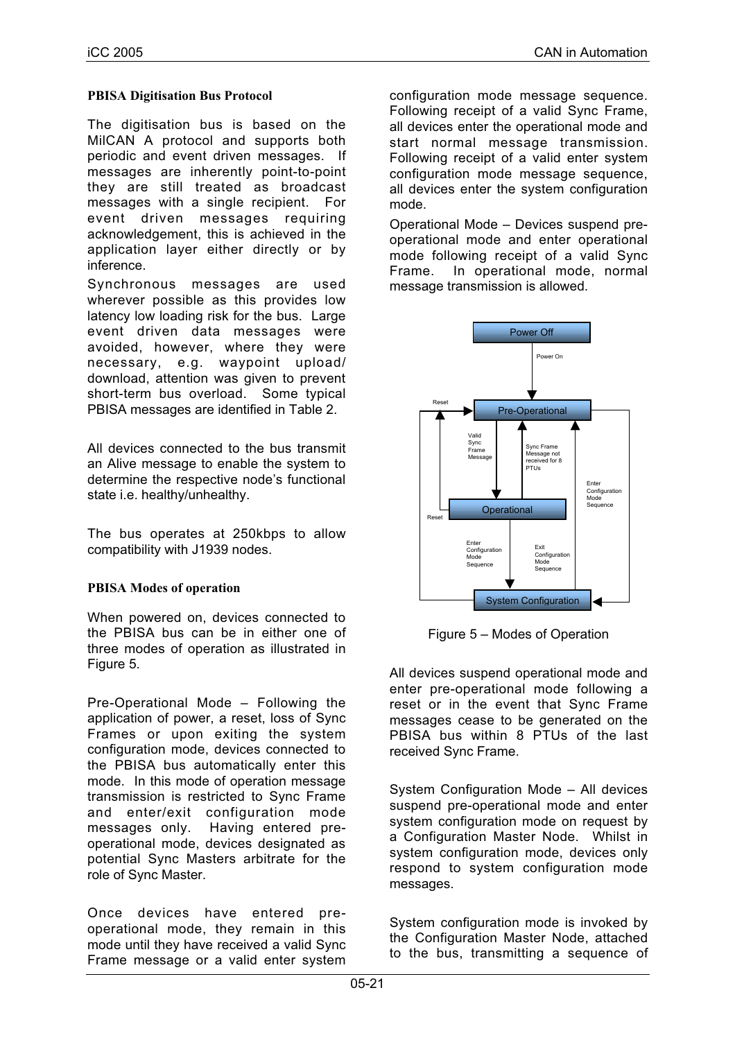### PBISA Digitisation Bus Protocol

The digitisation bus is based on the MilCAN A protocol and supports both periodic and event driven messages. If messages are inherently point-to-point they are still treated as broadcast messages with a single recipient. For event driven messages requiring acknowledgement, this is achieved in the application layer either directly or by inference.

Synchronous messages are used wherever possible as this provides low latency low loading risk for the bus. Large event driven data messages were avoided, however, where they were necessary, e.g. waypoint upload/ download, attention was given to prevent short-term bus overload. Some typical PBISA messages are identified in Table 2.

All devices connected to the bus transmit an Alive message to enable the system to determine the respective node's functional state i.e. healthy/unhealthy.

The bus operates at 250kbps to allow compatibility with J1939 nodes.

### PBISA Modes of operation

When powered on, devices connected to the PBISA bus can be in either one of three modes of operation as illustrated in Figure 5.

Pre-Operational Mode – Following the application of power, a reset, loss of Sync Frames or upon exiting the system configuration mode, devices connected to the PBISA bus automatically enter this mode. In this mode of operation message transmission is restricted to Sync Frame and enter/exit configuration mode messages only. Having entered pre-operational mode, devices designated as potential Sync Masters arbitrate for the role of Sync Master.

Once devices have entered pre-operational mode, they remain in this mode until they have received a valid Sync Frame message or a valid enter system configuration mode message sequence. Following receipt of a valid Sync Frame, all devices enter the operational mode and start normal message transmission. Following receipt of a valid enter system configuration mode message sequence, all devices enter the system configuration mode.

Operational Mode – Devices suspend pre-operational mode and enter operational mode following receipt of a valid Sync Frame. In operational mode, normal message transmission is allowed.

Figure 5 – Modes of Operation

All devices suspend operational mode and enter pre-operational mode following a reset or in the event that Sync Frame messages cease to be generated on the PBISA bus within 8 PTUs of the last received Sync Frame.

System Configuration Mode – All devices suspend pre-operational mode and enter system configuration mode on request by a Configuration Master Node. Whilst in system configuration mode, devices only respond to system configuration mode messages.

System configuration mode is invoked by the Configuration Master Node, attached to the bus, transmitting a sequence of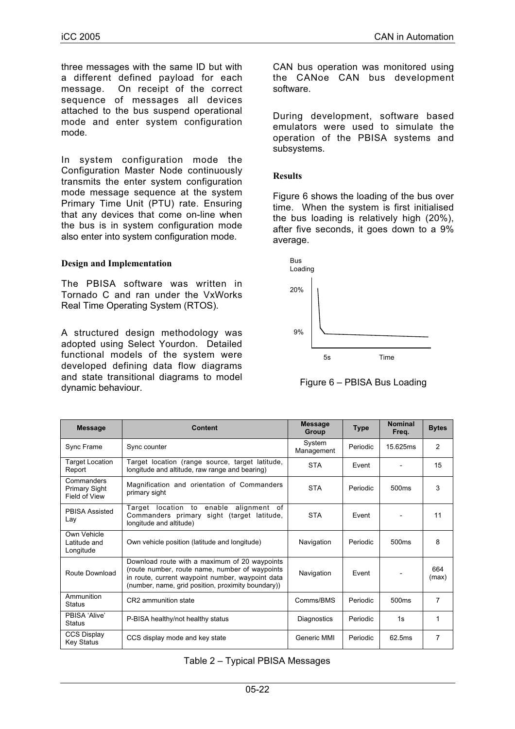three messages with the same ID but with a different defined payload for each message. On receipt of the correct sequence of messages all devices attached to the bus suspend operational mode and enter system configuration mode.

In system configuration mode the Configuration Master Node continuously transmits the enter system configuration mode message sequence at the system Primary Time Unit (PTU) rate. Ensuring that any devices that come on-line when the bus is in system configuration mode also enter into system configuration mode.

### Design and Implementation

The PBISA software was written in Tornado C and ran under the VxWorks Real Time Operating System (RTOS).

A structured design methodology was adopted using Select Yourdon. Detailed functional models of the system were developed defining data flow diagrams and state transitional diagrams to model dynamic behaviour.

CAN bus operation was monitored using the CANoe CAN bus development software.

During development, software based emulators were used to simulate the operation of the PBISA systems and subsystems.

### Results

Figure 6 shows the loading of the bus over time. When the system is first initialised the bus loading is relatively high (20%), after five seconds, it goes down to a 9% average.

Figure 6 – PBISA Bus Loading

| Message | Content | Message Group | Type | Nominal Freq. | Bytes |
|---|---|---|---|---|---|
| Sync Frame | Sync counter | System Management | Periodic | 15.625ms | 2 |
| Target Location Report | Target location (range source, target latitude, longitude and altitude, raw range and bearing) | STA | Event | - | 15 |
| Commanders Primary Sight Field of View | Magnification and orientation of Commanders primary sight | STA | Periodic | 500ms | 3 |
| PBISA Assisted Lay | Target location to enable alignment of Commanders primary sight (target latitude, longitude and altitude) | STA | Event | - | 11 |
| Own Vehicle Latitude and Longitude | Own vehicle position (latitude and longitude) | Navigation | Periodic | 500ms | 8 |
| Route Download | Download route with a maximum of 20 waypoints (route number, route name, number of waypoints in route, current waypoint number, waypoint data (number, name, grid position, proximity boundary)) | Navigation | Event | - | 664 (max) |
| Ammunition Status | CR2 ammunition state | Comms/BMS | Periodic | 500ms | 7 |
| PBISA 'Alive' Status | P-BISA healthy/not healthy status | Diagnostics | Periodic | 1s | 1 |
| CCS Display Key Status | CCS display mode and key state | Generic MMI | Periodic | 62.5ms | 7 |

Table 2 – Typical PBISA Messages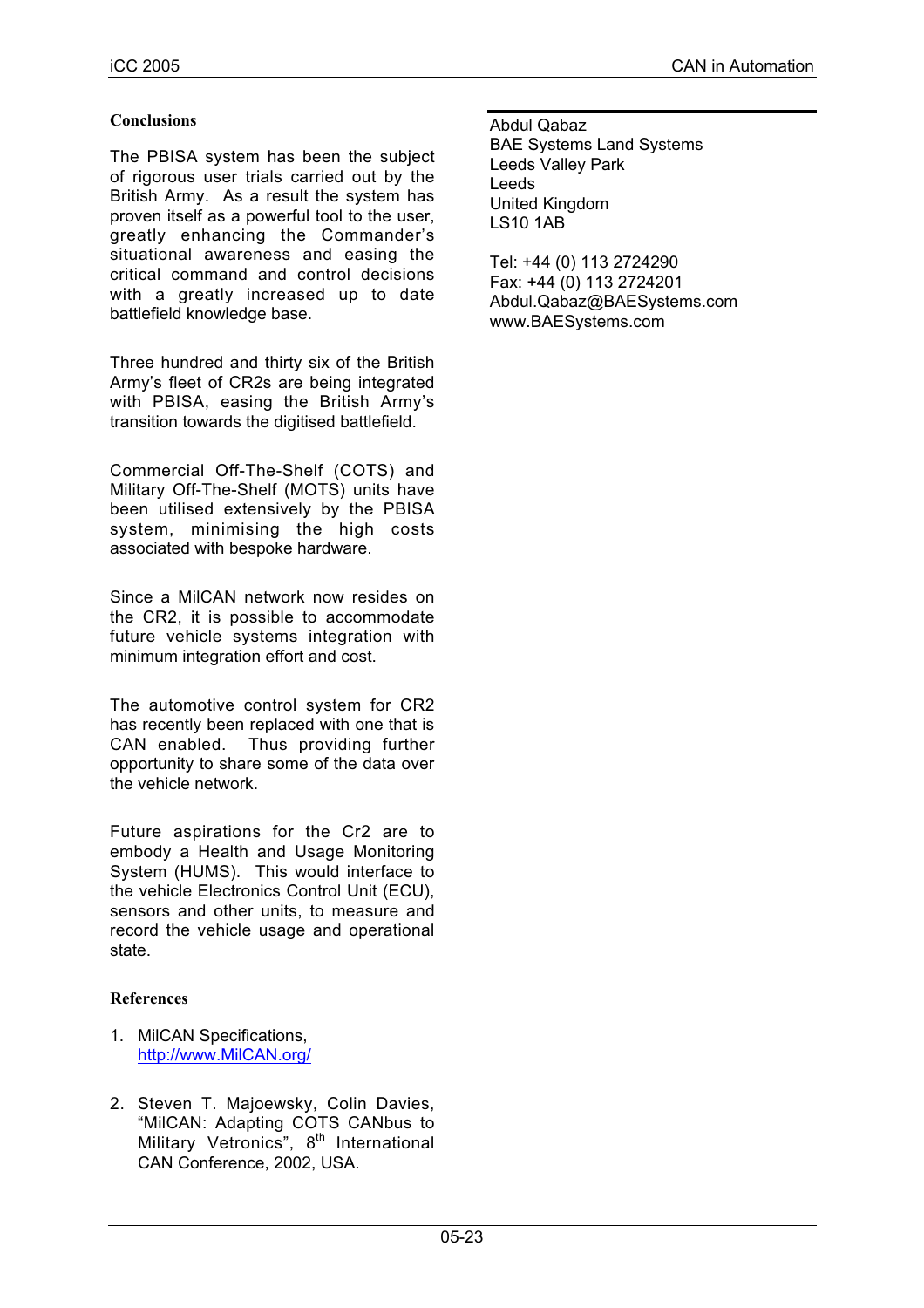## Conclusions

The PBISA system has been the subject of rigorous user trials carried out by the British Army. As a result the system has proven itself as a powerful tool to the user, greatly enhancing the Commander's situational awareness and easing the critical command and control decisions with a greatly increased up to date battlefield knowledge base.

Three hundred and thirty six of the British Army's fleet of CR2s are being integrated with PBISA, easing the British Army's transition towards the digitised battlefield.

Commercial Off-The-Shelf (COTS) and Military Off-The-Shelf (MOTS) units have been utilised extensively by the PBISA system, minimising the high costs associated with bespoke hardware.

Since a MilCAN network now resides on the CR2, it is possible to accommodate future vehicle systems integration with minimum integration effort and cost.

The automotive control system for CR2 has recently been replaced with one that is CAN enabled. Thus providing further opportunity to share some of the data over the vehicle network.

Future aspirations for the Cr2 are to embody a Health and Usage Monitoring System (HUMS). This would interface to the vehicle Electronics Control Unit (ECU), sensors and other units, to measure and record the vehicle usage and operational state.

## References

1. MilCAN Specifications, http://www.MilCAN.org/
2. Steven T. Majoewsky, Colin Davies, "MilCAN: Adapting COTS CANbus to Military Vetronics", 8th International CAN Conference, 2002, USA.

---

Abdul Qabaz
BAE Systems Land Systems
Leeds Valley Park
Leeds
United Kingdom
LS10 1AB

Tel: +44 (0) 113 2724290
Fax: +44 (0) 113 2724201
Abdul.Qabaz@BAESystems.com
www.BAESystems.com